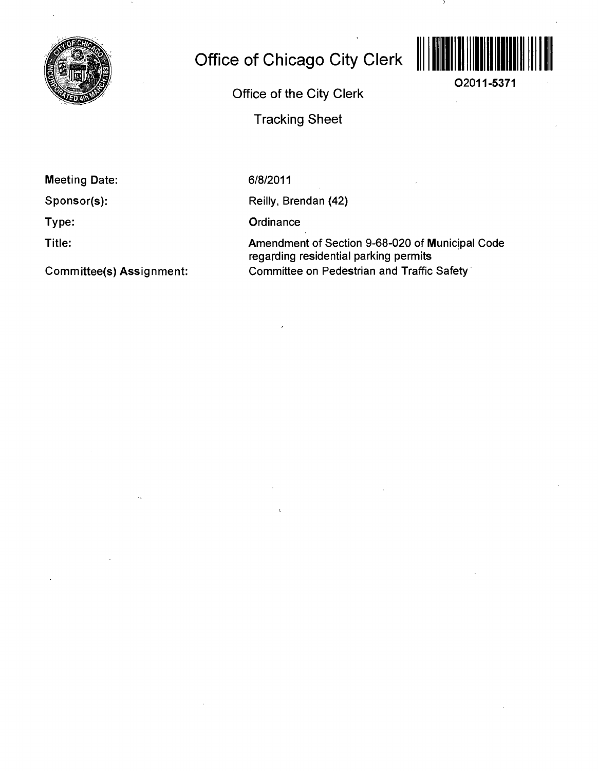# Office of Chicago City Clerk

O2011-5371

Office of the City Clerk

Tracking Sheet

**Meeting Date:** 6/8/2011

**Sponsor(s):** Reilly, Brendan (42)

**Type:** Ordinance

**Title:** Amendment of Section 9-68-020 of Municipal Code regarding residential parking permits

**Committee(s) Assignment:** Committee on Pedestrian and Traffic Safety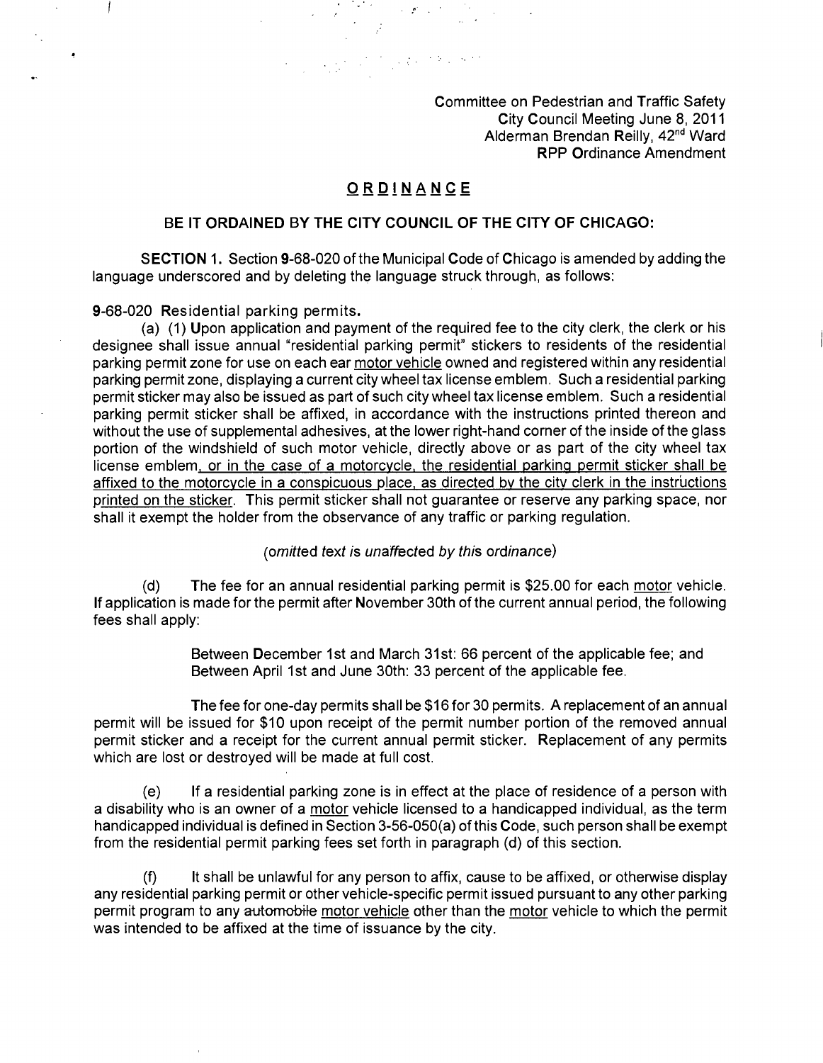Committee on Pedestrian and Traffic Safety
City Council Meeting June 8, 2011
Alderman Brendan Reilly, 42nd Ward
RPP Ordinance Amendment

## <u>ORDINANCE</u>

**BE IT ORDAINED BY THE CITY COUNCIL OF THE CITY OF CHICAGO:**

**SECTION 1.** Section 9-68-020 of the Municipal Code of Chicago is amended by adding the language underscored and by deleting the language struck through, as follows:

9-68-020 Residential parking permits.

(a) (1) Upon application and payment of the required fee to the city clerk, the clerk or his designee shall issue annual "residential parking permit" stickers to residents of the residential parking permit zone for use on each ~~car~~ <u>motor vehicle</u> owned and registered within any residential parking permit zone, displaying a current city wheel tax license emblem. Such a residential parking permit sticker may also be issued as part of such city wheel tax license emblem. Such a residential parking permit sticker shall be affixed, in accordance with the instructions printed thereon and without the use of supplemental adhesives, at the lower right-hand corner of the inside of the glass portion of the windshield of such motor vehicle, directly above or as part of the city wheel tax license emblem<u>, or in the case of a motorcycle, the residential parking permit sticker shall be affixed to the motorcycle in a conspicuous place, as directed by the city clerk in the instructions printed on the sticker</u>. This permit sticker shall not guarantee or reserve any parking space, nor shall it exempt the holder from the observance of any traffic or parking regulation.

*(omitted text is unaffected by this ordinance)*

(d) The fee for an annual residential parking permit is $25.00 for each <u>motor</u> vehicle. If application is made for the permit after November 30th of the current annual period, the following fees shall apply:

> Between December 1st and March 31st: 66 percent of the applicable fee; and
> Between April 1st and June 30th: 33 percent of the applicable fee.

The fee for one-day permits shall be $16 for 30 permits. A replacement of an annual permit will be issued for $10 upon receipt of the permit number portion of the removed annual permit sticker and a receipt for the current annual permit sticker. Replacement of any permits which are lost or destroyed will be made at full cost.

(e) If a residential parking zone is in effect at the place of residence of a person with a disability who is an owner of a <u>motor</u> vehicle licensed to a handicapped individual, as the term handicapped individual is defined in Section 3-56-050(a) of this Code, such person shall be exempt from the residential permit parking fees set forth in paragraph (d) of this section.

(f) It shall be unlawful for any person to affix, cause to be affixed, or otherwise display any residential parking permit or other vehicle-specific permit issued pursuant to any other parking permit program to any ~~automobile~~ <u>motor vehicle</u> other than the <u>motor</u> vehicle to which the permit was intended to be affixed at the time of issuance by the city.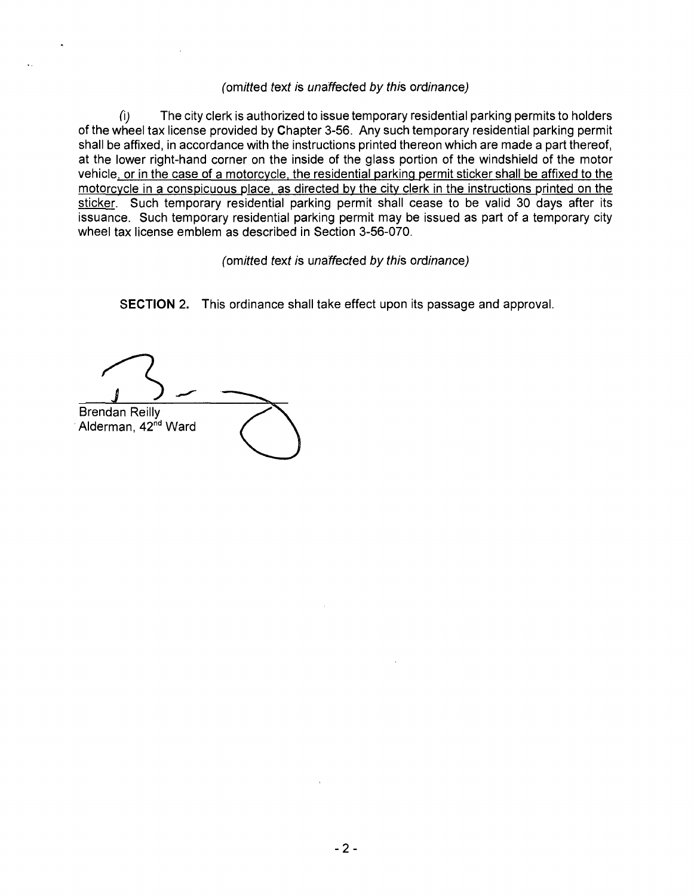*(omitted text is unaffected by this ordinance)*

*(i)* The city clerk is authorized to issue temporary residential parking permits to holders of the wheel tax license provided by Chapter 3-56. Any such temporary residential parking permit shall be affixed, in accordance with the instructions printed thereon which are made a part thereof, at the lower right-hand corner on the inside of the glass portion of the windshield of the motor vehicle<u>, or in the case of a motorcycle, the residential parking permit sticker shall be affixed to the motorcycle in a conspicuous place, as directed by the city clerk in the instructions printed on the sticker</u>. Such temporary residential parking permit shall cease to be valid 30 days after its issuance. Such temporary residential parking permit may be issued as part of a temporary city wheel tax license emblem as described in Section 3-56-070.

*(omitted text is unaffected by this ordinance)*

**SECTION 2.** This ordinance shall take effect upon its passage and approval.

Brendan Reilly
Alderman, 42nd Ward